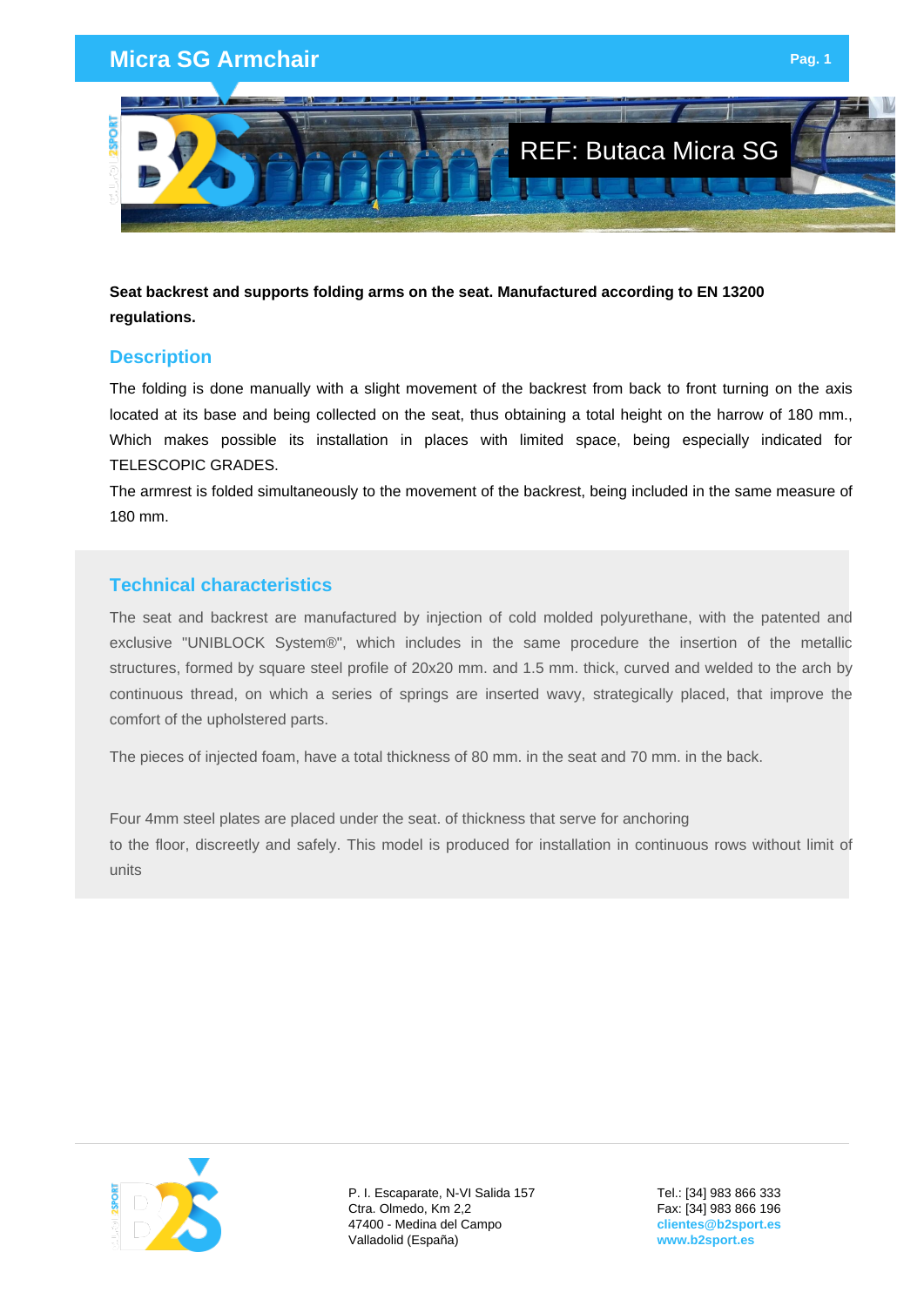# Micra SG Armchair

REF: Butaca Micra SG

**Seat backrest and supports folding arms on the seat. Manufactured according to EN 13200 regulations.**

## Description

The folding is done manually with a slight movement of the backrest from back to front turning on the axis located at its base and being collected on the seat, thus obtaining a total height on the harrow of 180 mm., Which makes possible its installation in places with limited space, being especially indicated for TELESCOPIC GRADES.

The armrest is folded simultaneously to the movement of the backrest, being included in the same measure of 180 mm.

## Technical characteristics

The seat and backrest are manufactured by injection of cold molded polyurethane, with the patented and exclusive "UNIBLOCK System®", which includes in the same procedure the insertion of the metallic structures, formed by square steel profile of 20x20 mm. and 1.5 mm. thick, curved and welded to the arch by continuous thread, on which a series of springs are inserted wavy, strategically placed, that improve the comfort of the upholstered parts.

The pieces of injected foam, have a total thickness of 80 mm. in the seat and 70 mm. in the back.

Four 4mm steel plates are placed under the seat. of thickness that serve for anchoring to the floor, discreetly and safely. This model is produced for installation in continuous rows without limit of units

P. I. Escaparate, N-VI Salida 157
Ctra. Olmedo, Km 2,2
47400 - Medina del Campo
Valladolid (España)

Tel.: [34] 983 866 333
Fax: [34] 983 866 196
clientes@b2sport.es
www.b2sport.es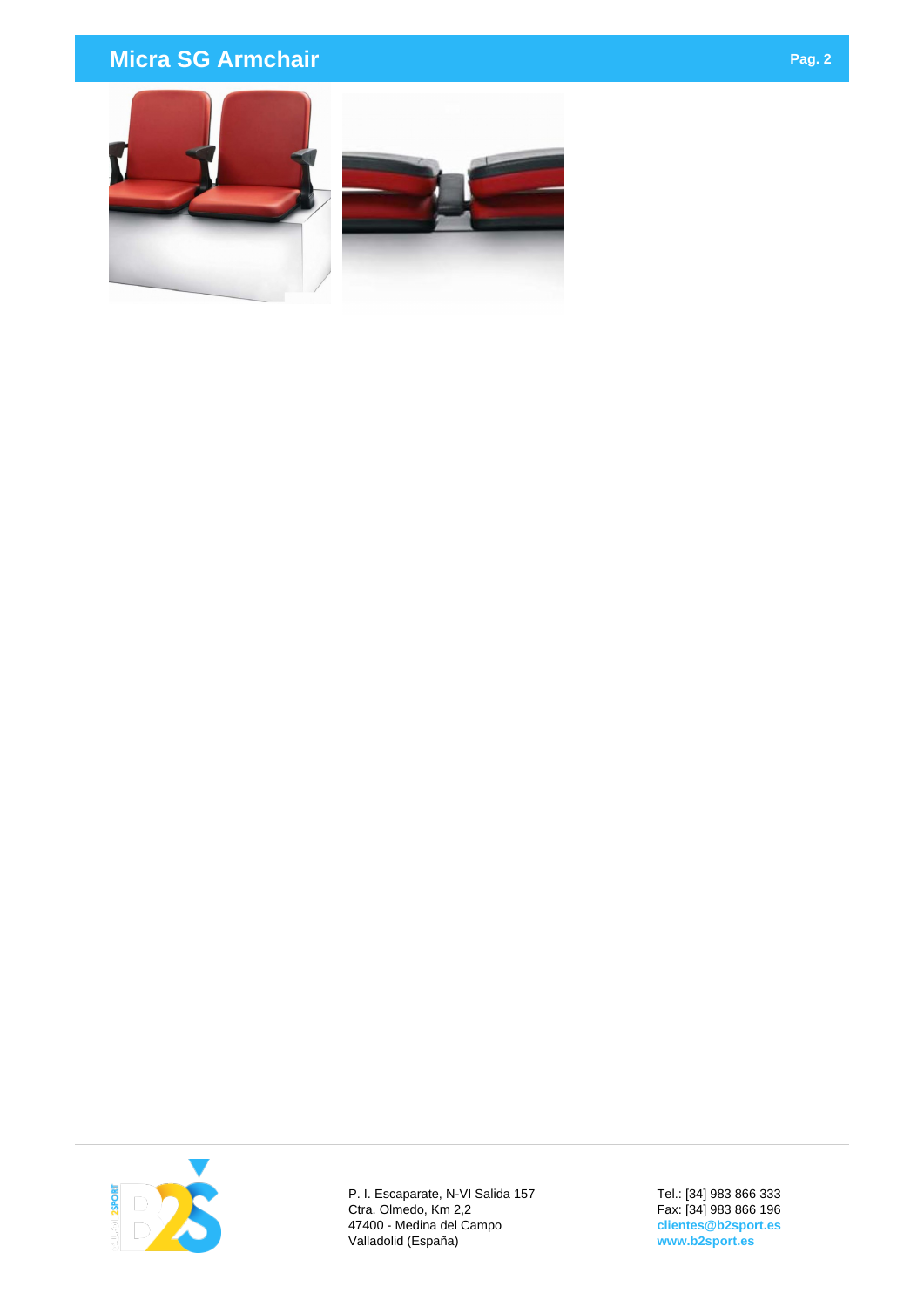# Micra SG Armchair

P. I. Escaparate, N-VI Salida 157
Ctra. Olmedo, Km 2,2
47400 - Medina del Campo
Valladolid (España)

Tel.: [34] 983 866 333
Fax: [34] 983 866 196
**clientes@b2sport.es**
**www.b2sport.es**